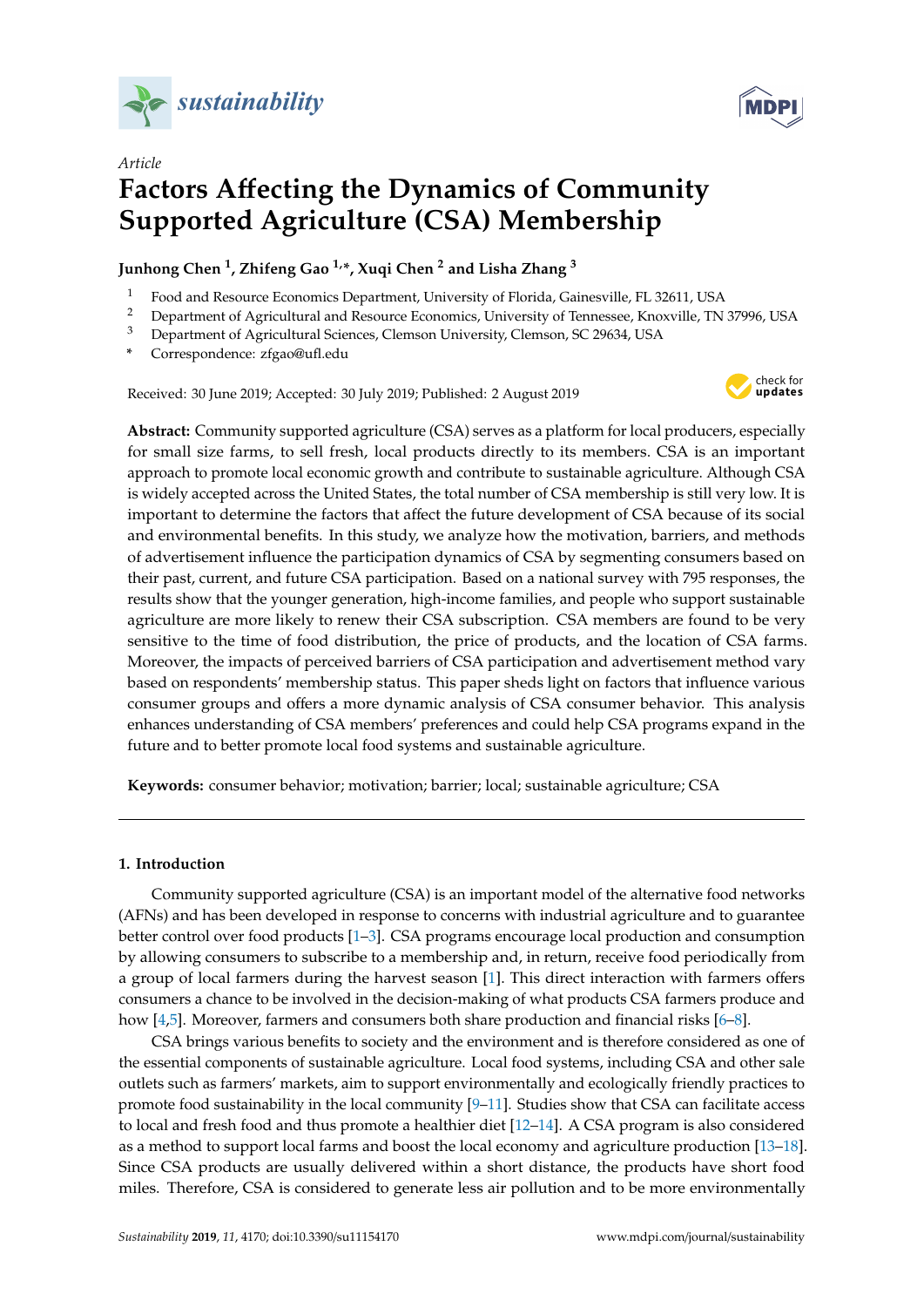*Article*

# Factors Affecting the Dynamics of Community Supported Agriculture (CSA) Membership

**Junhong Chen [1], Zhifeng Gao [1,*], Xuqi Chen [2] and Lisha Zhang [3]**

1 Food and Resource Economics Department, University of Florida, Gainesville, FL 32611, USA
2 Department of Agricultural and Resource Economics, University of Tennessee, Knoxville, TN 37996, USA
3 Department of Agricultural Sciences, Clemson University, Clemson, SC 29634, USA
\* Correspondence: zfgao@ufl.edu

Received: 30 June 2019; Accepted: 30 July 2019; Published: 2 August 2019

**Abstract:** Community supported agriculture (CSA) serves as a platform for local producers, especially for small size farms, to sell fresh, local products directly to its members. CSA is an important approach to promote local economic growth and contribute to sustainable agriculture. Although CSA is widely accepted across the United States, the total number of CSA membership is still very low. It is important to determine the factors that affect the future development of CSA because of its social and environmental benefits. In this study, we analyze how the motivation, barriers, and methods of advertisement influence the participation dynamics of CSA by segmenting consumers based on their past, current, and future CSA participation. Based on a national survey with 795 responses, the results show that the younger generation, high-income families, and people who support sustainable agriculture are more likely to renew their CSA subscription. CSA members are found to be very sensitive to the time of food distribution, the price of products, and the location of CSA farms. Moreover, the impacts of perceived barriers of CSA participation and advertisement method vary based on respondents' membership status. This paper sheds light on factors that influence various consumer groups and offers a more dynamic analysis of CSA consumer behavior. This analysis enhances understanding of CSA members' preferences and could help CSA programs expand in the future and to better promote local food systems and sustainable agriculture.

**Keywords:** consumer behavior; motivation; barrier; local; sustainable agriculture; CSA

## 1. Introduction

Community supported agriculture (CSA) is an important model of the alternative food networks (AFNs) and has been developed in response to concerns with industrial agriculture and to guarantee better control over food products [1–3]. CSA programs encourage local production and consumption by allowing consumers to subscribe to a membership and, in return, receive food periodically from a group of local farmers during the harvest season [1]. This direct interaction with farmers offers consumers a chance to be involved in the decision-making of what products CSA farmers produce and how [4,5]. Moreover, farmers and consumers both share production and financial risks [6–8].

CSA brings various benefits to society and the environment and is therefore considered as one of the essential components of sustainable agriculture. Local food systems, including CSA and other sale outlets such as farmers' markets, aim to support environmentally and ecologically friendly practices to promote food sustainability in the local community [9–11]. Studies show that CSA can facilitate access to local and fresh food and thus promote a healthier diet [12–14]. A CSA program is also considered as a method to support local farms and boost the local economy and agriculture production [13–18]. Since CSA products are usually delivered within a short distance, the products have short food miles. Therefore, CSA is considered to generate less air pollution and to be more environmentally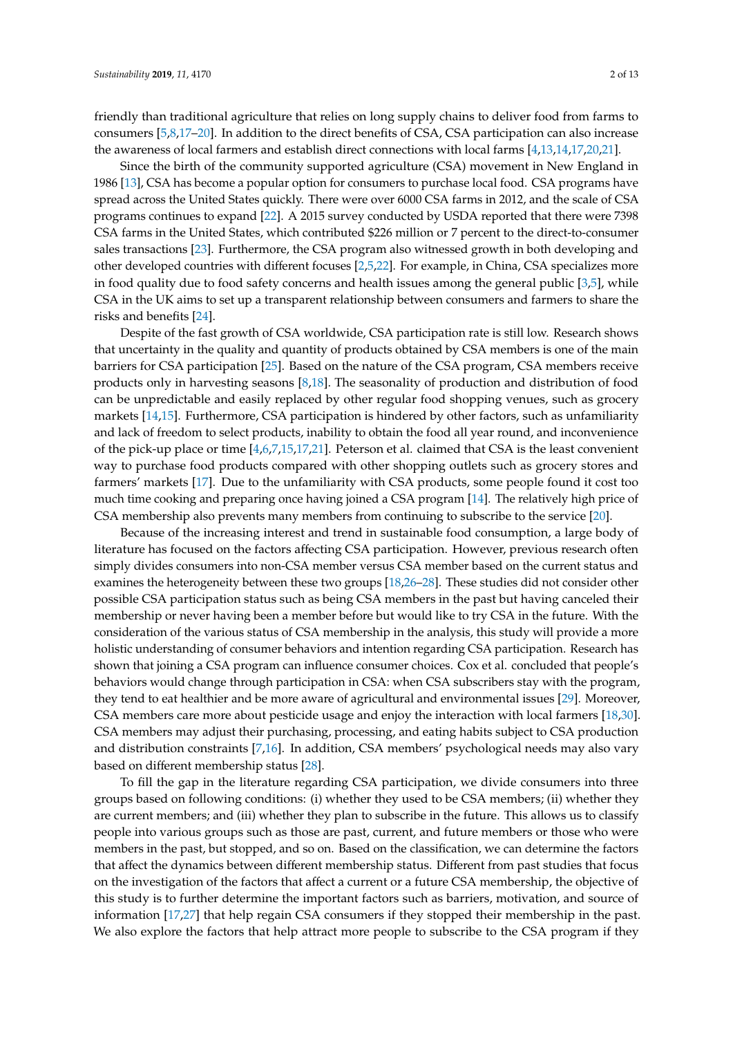friendly than traditional agriculture that relies on long supply chains to deliver food from farms to consumers [5,8,17–20]. In addition to the direct benefits of CSA, CSA participation can also increase the awareness of local farmers and establish direct connections with local farms [4,13,14,17,20,21].

Since the birth of the community supported agriculture (CSA) movement in New England in 1986 [13], CSA has become a popular option for consumers to purchase local food. CSA programs have spread across the United States quickly. There were over 6000 CSA farms in 2012, and the scale of CSA programs continues to expand [22]. A 2015 survey conducted by USDA reported that there were 7398 CSA farms in the United States, which contributed $226 million or 7 percent to the direct-to-consumer sales transactions [23]. Furthermore, the CSA program also witnessed growth in both developing and other developed countries with different focuses [2,5,22]. For example, in China, CSA specializes more in food quality due to food safety concerns and health issues among the general public [3,5], while CSA in the UK aims to set up a transparent relationship between consumers and farmers to share the risks and benefits [24].

Despite of the fast growth of CSA worldwide, CSA participation rate is still low. Research shows that uncertainty in the quality and quantity of products obtained by CSA members is one of the main barriers for CSA participation [25]. Based on the nature of the CSA program, CSA members receive products only in harvesting seasons [8,18]. The seasonality of production and distribution of food can be unpredictable and easily replaced by other regular food shopping venues, such as grocery markets [14,15]. Furthermore, CSA participation is hindered by other factors, such as unfamiliarity and lack of freedom to select products, inability to obtain the food all year round, and inconvenience of the pick-up place or time [4,6,7,15,17,21]. Peterson et al. claimed that CSA is the least convenient way to purchase food products compared with other shopping outlets such as grocery stores and farmers' markets [17]. Due to the unfamiliarity with CSA products, some people found it cost too much time cooking and preparing once having joined a CSA program [14]. The relatively high price of CSA membership also prevents many members from continuing to subscribe to the service [20].

Because of the increasing interest and trend in sustainable food consumption, a large body of literature has focused on the factors affecting CSA participation. However, previous research often simply divides consumers into non-CSA member versus CSA member based on the current status and examines the heterogeneity between these two groups [18,26–28]. These studies did not consider other possible CSA participation status such as being CSA members in the past but having canceled their membership or never having been a member before but would like to try CSA in the future. With the consideration of the various status of CSA membership in the analysis, this study will provide a more holistic understanding of consumer behaviors and intention regarding CSA participation. Research has shown that joining a CSA program can influence consumer choices. Cox et al. concluded that people's behaviors would change through participation in CSA: when CSA subscribers stay with the program, they tend to eat healthier and be more aware of agricultural and environmental issues [29]. Moreover, CSA members care more about pesticide usage and enjoy the interaction with local farmers [18,30]. CSA members may adjust their purchasing, processing, and eating habits subject to CSA production and distribution constraints [7,16]. In addition, CSA members' psychological needs may also vary based on different membership status [28].

To fill the gap in the literature regarding CSA participation, we divide consumers into three groups based on following conditions: (i) whether they used to be CSA members; (ii) whether they are current members; and (iii) whether they plan to subscribe in the future. This allows us to classify people into various groups such as those are past, current, and future members or those who were members in the past, but stopped, and so on. Based on the classification, we can determine the factors that affect the dynamics between different membership status. Different from past studies that focus on the investigation of the factors that affect a current or a future CSA membership, the objective of this study is to further determine the important factors such as barriers, motivation, and source of information [17,27] that help regain CSA consumers if they stopped their membership in the past. We also explore the factors that help attract more people to subscribe to the CSA program if they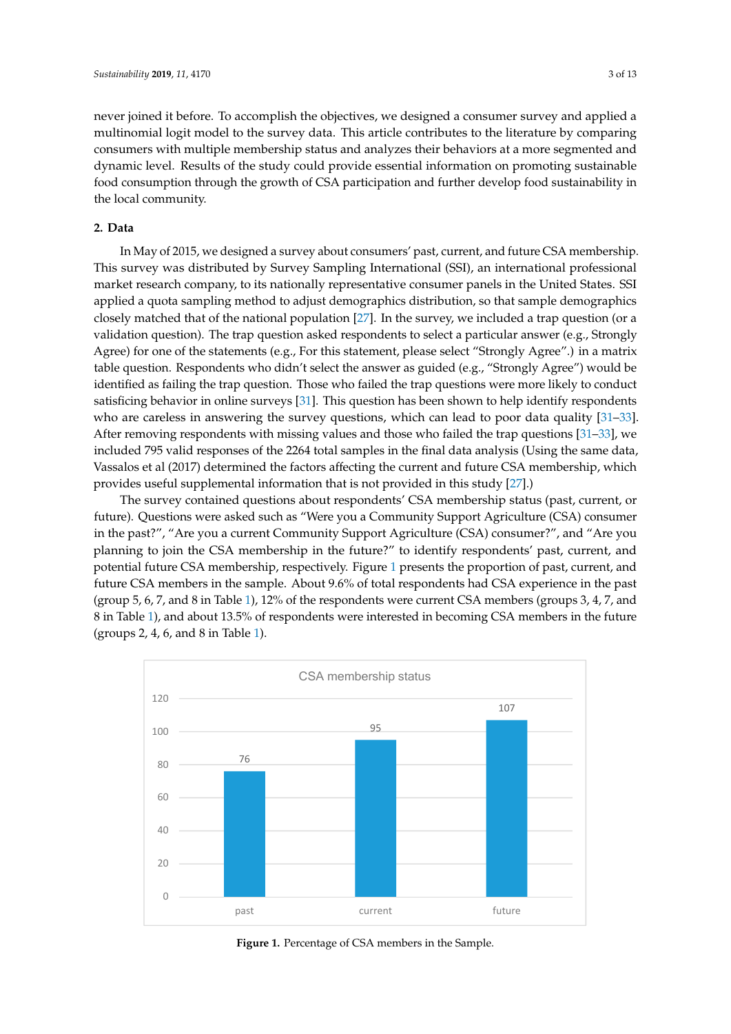never joined it before. To accomplish the objectives, we designed a consumer survey and applied a multinomial logit model to the survey data. This article contributes to the literature by comparing consumers with multiple membership status and analyzes their behaviors at a more segmented and dynamic level. Results of the study could provide essential information on promoting sustainable food consumption through the growth of CSA participation and further develop food sustainability in the local community.

## 2. Data

In May of 2015, we designed a survey about consumers' past, current, and future CSA membership. This survey was distributed by Survey Sampling International (SSI), an international professional market research company, to its nationally representative consumer panels in the United States. SSI applied a quota sampling method to adjust demographics distribution, so that sample demographics closely matched that of the national population [27]. In the survey, we included a trap question (or a validation question). The trap question asked respondents to select a particular answer (e.g., Strongly Agree) for one of the statements (e.g., For this statement, please select "Strongly Agree".) in a matrix table question. Respondents who didn't select the answer as guided (e.g., "Strongly Agree") would be identified as failing the trap question. Those who failed the trap questions were more likely to conduct satisficing behavior in online surveys [31]. This question has been shown to help identify respondents who are careless in answering the survey questions, which can lead to poor data quality [31–33]. After removing respondents with missing values and those who failed the trap questions [31–33], we included 795 valid responses of the 2264 total samples in the final data analysis (Using the same data, Vassalos et al (2017) determined the factors affecting the current and future CSA membership, which provides useful supplemental information that is not provided in this study [27].)

The survey contained questions about respondents' CSA membership status (past, current, or future). Questions were asked such as "Were you a Community Support Agriculture (CSA) consumer in the past?", "Are you a current Community Support Agriculture (CSA) consumer?", and "Are you planning to join the CSA membership in the future?" to identify respondents' past, current, and potential future CSA membership, respectively. Figure 1 presents the proportion of past, current, and future CSA members in the sample. About 9.6% of total respondents had CSA experience in the past (group 5, 6, 7, and 8 in Table 1), 12% of the respondents were current CSA members (groups 3, 4, 7, and 8 in Table 1), and about 13.5% of respondents were interested in becoming CSA members in the future (groups 2, 4, 6, and 8 in Table 1).

**Figure 1.** Percentage of CSA members in the Sample.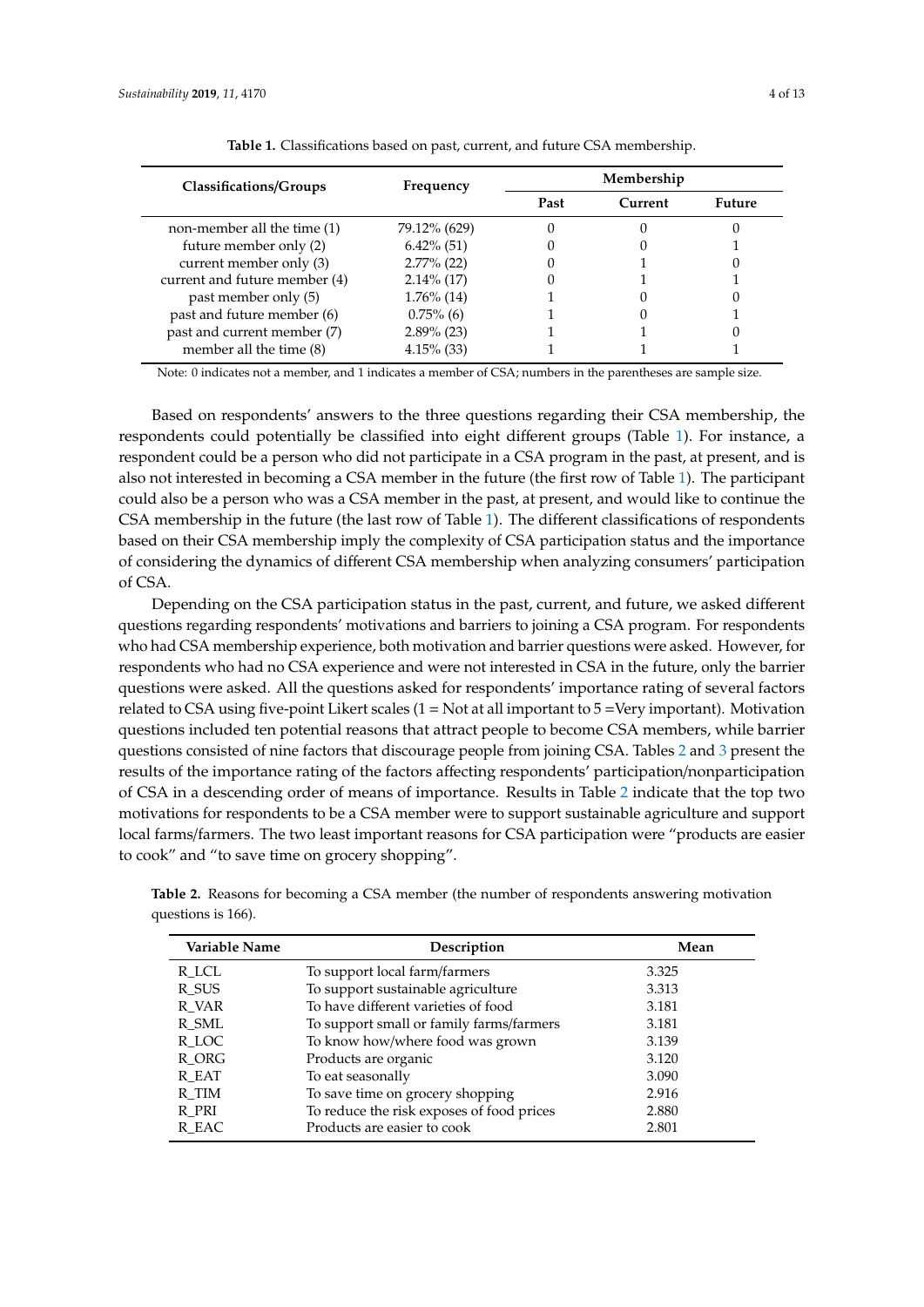**Table 1.** Classifications based on past, current, and future CSA membership.

| Classifications/Groups | Frequency | Membership | | |
|---|---|---|---|---|
| | | Past | Current | Future |
| non-member all the time (1) | 79.12% (629) | 0 | 0 | 0 |
| future member only (2) | 6.42% (51) | 0 | 0 | 1 |
| current member only (3) | 2.77% (22) | 0 | 1 | 0 |
| current and future member (4) | 2.14% (17) | 0 | 1 | 1 |
| past member only (5) | 1.76% (14) | 1 | 0 | 0 |
| past and future member (6) | 0.75% (6) | 1 | 0 | 1 |
| past and current member (7) | 2.89% (23) | 1 | 1 | 0 |
| member all the time (8) | 4.15% (33) | 1 | 1 | 1 |

Note: 0 indicates not a member, and 1 indicates a member of CSA; numbers in the parentheses are sample size.

Based on respondents' answers to the three questions regarding their CSA membership, the respondents could potentially be classified into eight different groups (Table 1). For instance, a respondent could be a person who did not participate in a CSA program in the past, at present, and is also not interested in becoming a CSA member in the future (the first row of Table 1). The participant could also be a person who was a CSA member in the past, at present, and would like to continue the CSA membership in the future (the last row of Table 1). The different classifications of respondents based on their CSA membership imply the complexity of CSA participation status and the importance of considering the dynamics of different CSA membership when analyzing consumers' participation of CSA.

Depending on the CSA participation status in the past, current, and future, we asked different questions regarding respondents' motivations and barriers to joining a CSA program. For respondents who had CSA membership experience, both motivation and barrier questions were asked. However, for respondents who had no CSA experience and were not interested in CSA in the future, only the barrier questions were asked. All the questions asked for respondents' importance rating of several factors related to CSA using five-point Likert scales (1 = Not at all important to 5 =Very important). Motivation questions included ten potential reasons that attract people to become CSA members, while barrier questions consisted of nine factors that discourage people from joining CSA. Tables 2 and 3 present the results of the importance rating of the factors affecting respondents' participation/nonparticipation of CSA in a descending order of means of importance. Results in Table 2 indicate that the top two motivations for respondents to be a CSA member were to support sustainable agriculture and support local farms/farmers. The two least important reasons for CSA participation were "products are easier to cook" and "to save time on grocery shopping".

**Table 2.** Reasons for becoming a CSA member (the number of respondents answering motivation questions is 166).

| Variable Name | Description | Mean |
|---|---|---|
| R_LCL | To support local farm/farmers | 3.325 |
| R_SUS | To support sustainable agriculture | 3.313 |
| R_VAR | To have different varieties of food | 3.181 |
| R_SML | To support small or family farms/farmers | 3.181 |
| R_LOC | To know how/where food was grown | 3.139 |
| R_ORG | Products are organic | 3.120 |
| R_EAT | To eat seasonally | 3.090 |
| R_TIM | To save time on grocery shopping | 2.916 |
| R_PRI | To reduce the risk exposes of food prices | 2.880 |
| R_EAC | Products are easier to cook | 2.801 |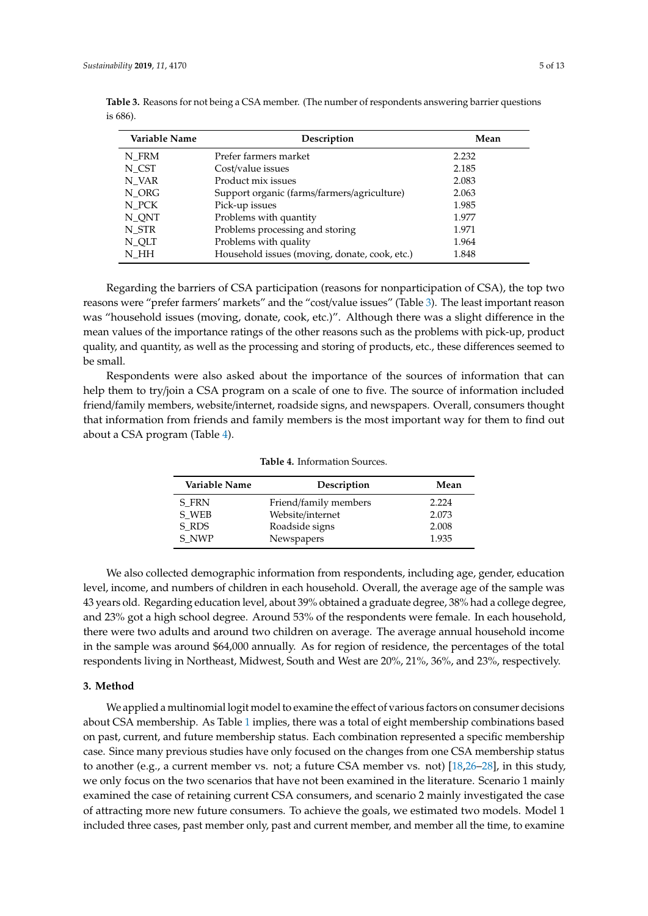**Table 3.** Reasons for not being a CSA member. (The number of respondents answering barrier questions is 686).

| Variable Name | Description | Mean |
|---|---|---|
| N_FRM | Prefer farmers market | 2.232 |
| N_CST | Cost/value issues | 2.185 |
| N_VAR | Product mix issues | 2.083 |
| N_ORG | Support organic (farms/farmers/agriculture) | 2.063 |
| N_PCK | Pick-up issues | 1.985 |
| N_QNT | Problems with quantity | 1.977 |
| N_STR | Problems processing and storing | 1.971 |
| N_QLT | Problems with quality | 1.964 |
| N_HH | Household issues (moving, donate, cook, etc.) | 1.848 |

Regarding the barriers of CSA participation (reasons for nonparticipation of CSA), the top two reasons were "prefer farmers' markets" and the "cost/value issues" (Table 3). The least important reason was "household issues (moving, donate, cook, etc.)". Although there was a slight difference in the mean values of the importance ratings of the other reasons such as the problems with pick-up, product quality, and quantity, as well as the processing and storing of products, etc., these differences seemed to be small.

Respondents were also asked about the importance of the sources of information that can help them to try/join a CSA program on a scale of one to five. The source of information included friend/family members, website/internet, roadside signs, and newspapers. Overall, consumers thought that information from friends and family members is the most important way for them to find out about a CSA program (Table 4).

**Table 4.** Information Sources.

| Variable Name | Description | Mean |
|---|---|---|
| S_FRN | Friend/family members | 2.224 |
| S_WEB | Website/internet | 2.073 |
| S_RDS | Roadside signs | 2.008 |
| S_NWP | Newspapers | 1.935 |

We also collected demographic information from respondents, including age, gender, education level, income, and numbers of children in each household. Overall, the average age of the sample was 43 years old. Regarding education level, about 39% obtained a graduate degree, 38% had a college degree, and 23% got a high school degree. Around 53% of the respondents were female. In each household, there were two adults and around two children on average. The average annual household income in the sample was around $64,000 annually. As for region of residence, the percentages of the total respondents living in Northeast, Midwest, South and West are 20%, 21%, 36%, and 23%, respectively.

## 3. Method

We applied a multinomial logit model to examine the effect of various factors on consumer decisions about CSA membership. As Table 1 implies, there was a total of eight membership combinations based on past, current, and future membership status. Each combination represented a specific membership case. Since many previous studies have only focused on the changes from one CSA membership status to another (e.g., a current member vs. not; a future CSA member vs. not) [18,26–28], in this study, we only focus on the two scenarios that have not been examined in the literature. Scenario 1 mainly examined the case of retaining current CSA consumers, and scenario 2 mainly investigated the case of attracting more new future consumers. To achieve the goals, we estimated two models. Model 1 included three cases, past member only, past and current member, and member all the time, to examine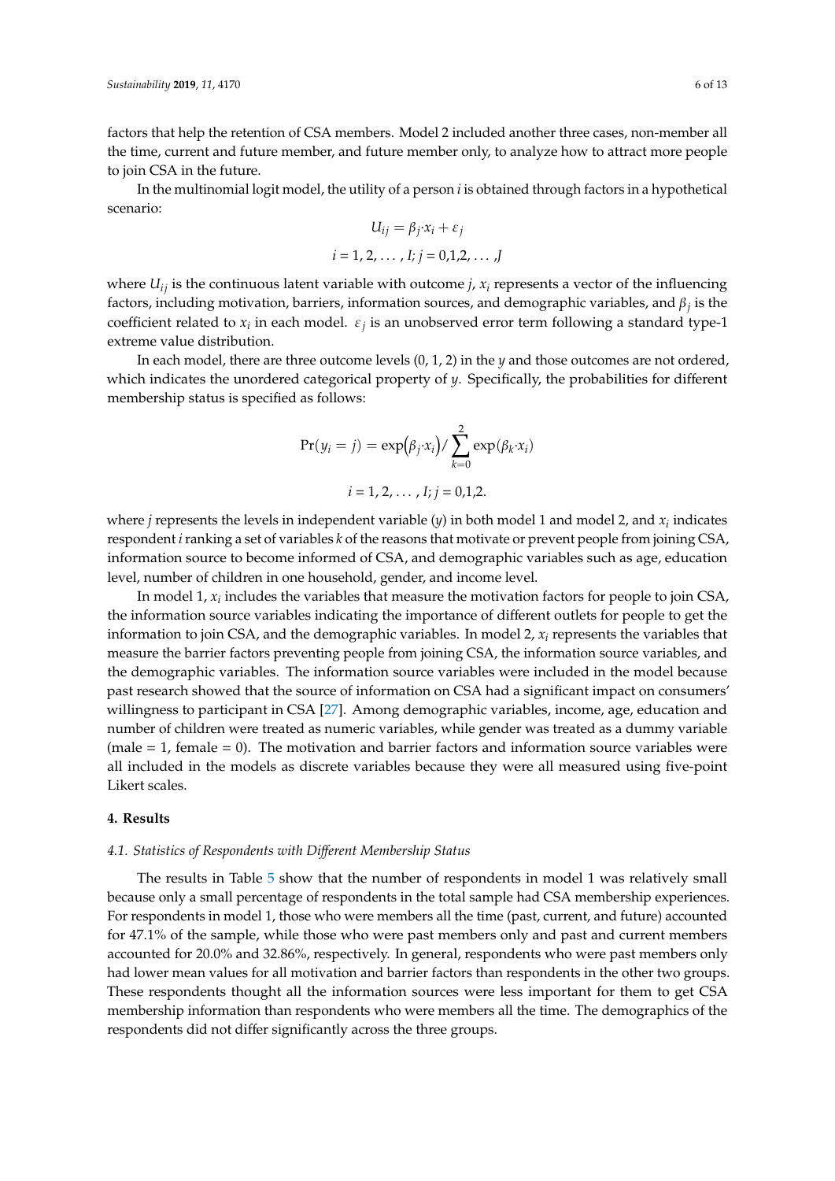factors that help the retention of CSA members. Model 2 included another three cases, non-member all the time, current and future member, and future member only, to analyze how to attract more people to join CSA in the future.

In the multinomial logit model, the utility of a person $i$ is obtained through factors in a hypothetical scenario:

$$U_{ij} = \beta_j \cdot x_i + \varepsilon_j$$

$$i = 1, 2, \ldots, I; j = 0,1,2, \ldots, J$$

where $U_{ij}$ is the continuous latent variable with outcome $j$, $x_i$ represents a vector of the influencing factors, including motivation, barriers, information sources, and demographic variables, and $\beta_j$ is the coefficient related to $x_i$ in each model. $\varepsilon_j$ is an unobserved error term following a standard type-1 extreme value distribution.

In each model, there are three outcome levels (0, 1, 2) in the $y$ and those outcomes are not ordered, which indicates the unordered categorical property of $y$. Specifically, the probabilities for different membership status is specified as follows:

$$\Pr(y_i = j) = \exp\left(\beta_j \cdot x_i\right) / \sum_{k=0}^{2} \exp(\beta_k \cdot x_i)$$

$$i = 1, 2, \ldots, I; j = 0,1,2.$$

where $j$ represents the levels in independent variable ($y$) in both model 1 and model 2, and $x_i$ indicates respondent $i$ ranking a set of variables $k$ of the reasons that motivate or prevent people from joining CSA, information source to become informed of CSA, and demographic variables such as age, education level, number of children in one household, gender, and income level.

In model 1, $x_i$ includes the variables that measure the motivation factors for people to join CSA, the information source variables indicating the importance of different outlets for people to get the information to join CSA, and the demographic variables. In model 2, $x_i$ represents the variables that measure the barrier factors preventing people from joining CSA, the information source variables, and the demographic variables. The information source variables were included in the model because past research showed that the source of information on CSA had a significant impact on consumers' willingness to participant in CSA [27]. Among demographic variables, income, age, education and number of children were treated as numeric variables, while gender was treated as a dummy variable (male = 1, female = 0). The motivation and barrier factors and information source variables were all included in the models as discrete variables because they were all measured using five-point Likert scales.

## 4. Results

### *4.1. Statistics of Respondents with Different Membership Status*

The results in Table 5 show that the number of respondents in model 1 was relatively small because only a small percentage of respondents in the total sample had CSA membership experiences. For respondents in model 1, those who were members all the time (past, current, and future) accounted for 47.1% of the sample, while those who were past members only and past and current members accounted for 20.0% and 32.86%, respectively. In general, respondents who were past members only had lower mean values for all motivation and barrier factors than respondents in the other two groups. These respondents thought all the information sources were less important for them to get CSA membership information than respondents who were members all the time. The demographics of the respondents did not differ significantly across the three groups.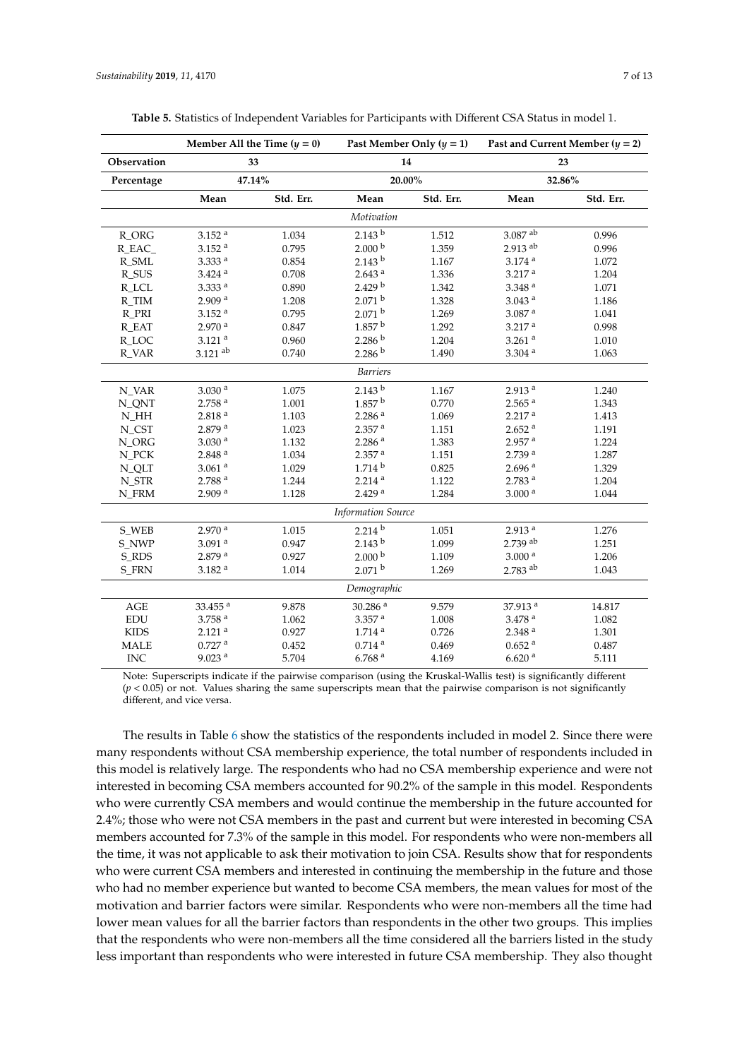**Table 5.** Statistics of Independent Variables for Participants with Different CSA Status in model 1.

| | Member All the Time ($y = 0$) | | Past Member Only ($y = 1$) | | Past and Current Member ($y = 2$) | |
|---|---|---|---|---|---|---|
| **Observation** | 33 | | 14 | | 23 | |
| **Percentage** | 47.14% | | 20.00% | | 32.86% | |
| | **Mean** | **Std. Err.** | **Mean** | **Std. Err.** | **Mean** | **Std. Err.** |
| *Motivation* | | | | | | |
| R_ORG | 3.152 [a] | 1.034 | 2.143 [b] | 1.512 | 3.087 [ab] | 0.996 |
| R_EAC_ | 3.152 [a] | 0.795 | 2.000 [b] | 1.359 | 2.913 [ab] | 0.996 |
| R_SML | 3.333 [a] | 0.854 | 2.143 [b] | 1.167 | 3.174 [a] | 1.072 |
| R_SUS | 3.424 [a] | 0.708 | 2.643 [a] | 1.336 | 3.217 [a] | 1.204 |
| R_LCL | 3.333 [a] | 0.890 | 2.429 [b] | 1.342 | 3.348 [a] | 1.071 |
| R_TIM | 2.909 [a] | 1.208 | 2.071 [b] | 1.328 | 3.043 [a] | 1.186 |
| R_PRI | 3.152 [a] | 0.795 | 2.071 [b] | 1.269 | 3.087 [a] | 1.041 |
| R_EAT | 2.970 [a] | 0.847 | 1.857 [b] | 1.292 | 3.217 [a] | 0.998 |
| R_LOC | 3.121 [a] | 0.960 | 2.286 [b] | 1.204 | 3.261 [a] | 1.010 |
| R_VAR | 3.121 [ab] | 0.740 | 2.286 [b] | 1.490 | 3.304 [a] | 1.063 |
| *Barriers* | | | | | | |
| N_VAR | 3.030 [a] | 1.075 | 2.143 [b] | 1.167 | 2.913 [a] | 1.240 |
| N_QNT | 2.758 [a] | 1.001 | 1.857 [b] | 0.770 | 2.565 [a] | 1.343 |
| N_HH | 2.818 [a] | 1.103 | 2.286 [a] | 1.069 | 2.217 [a] | 1.413 |
| N_CST | 2.879 [a] | 1.023 | 2.357 [a] | 1.151 | 2.652 [a] | 1.191 |
| N_ORG | 3.030 [a] | 1.132 | 2.286 [a] | 1.383 | 2.957 [a] | 1.224 |
| N_PCK | 2.848 [a] | 1.034 | 2.357 [a] | 1.151 | 2.739 [a] | 1.287 |
| N_QLT | 3.061 [a] | 1.029 | 1.714 [b] | 0.825 | 2.696 [a] | 1.329 |
| N_STR | 2.788 [a] | 1.244 | 2.214 [a] | 1.122 | 2.783 [a] | 1.204 |
| N_FRM | 2.909 [a] | 1.128 | 2.429 [a] | 1.284 | 3.000 [a] | 1.044 |
| *Information Source* | | | | | | |
| S_WEB | 2.970 [a] | 1.015 | 2.214 [b] | 1.051 | 2.913 [a] | 1.276 |
| S_NWP | 3.091 [a] | 0.947 | 2.143 [b] | 1.099 | 2.739 [ab] | 1.251 |
| S_RDS | 2.879 [a] | 0.927 | 2.000 [b] | 1.109 | 3.000 [a] | 1.206 |
| S_FRN | 3.182 [a] | 1.014 | 2.071 [b] | 1.269 | 2.783 [ab] | 1.043 |
| *Demographic* | | | | | | |
| AGE | 33.455 [a] | 9.878 | 30.286 [a] | 9.579 | 37.913 [a] | 14.817 |
| EDU | 3.758 [a] | 1.062 | 3.357 [a] | 1.008 | 3.478 [a] | 1.082 |
| KIDS | 2.121 [a] | 0.927 | 1.714 [a] | 0.726 | 2.348 [a] | 1.301 |
| MALE | 0.727 [a] | 0.452 | 0.714 [a] | 0.469 | 0.652 [a] | 0.487 |
| INC | 9.023 [a] | 5.704 | 6.768 [a] | 4.169 | 6.620 [a] | 5.111 |

Note: Superscripts indicate if the pairwise comparison (using the Kruskal-Wallis test) is significantly different ($p < 0.05$) or not. Values sharing the same superscripts mean that the pairwise comparison is not significantly different, and vice versa.

The results in Table 6 show the statistics of the respondents included in model 2. Since there were many respondents without CSA membership experience, the total number of respondents included in this model is relatively large. The respondents who had no CSA membership experience and were not interested in becoming CSA members accounted for 90.2% of the sample in this model. Respondents who were currently CSA members and would continue the membership in the future accounted for 2.4%; those who were not CSA members in the past and current but were interested in becoming CSA members accounted for 7.3% of the sample in this model. For respondents who were non-members all the time, it was not applicable to ask their motivation to join CSA. Results show that for respondents who were current CSA members and interested in continuing the membership in the future and those who had no member experience but wanted to become CSA members, the mean values for most of the motivation and barrier factors were similar. Respondents who were non-members all the time had lower mean values for all the barrier factors than respondents in the other two groups. This implies that the respondents who were non-members all the time considered all the barriers listed in the study less important than respondents who were interested in future CSA membership. They also thought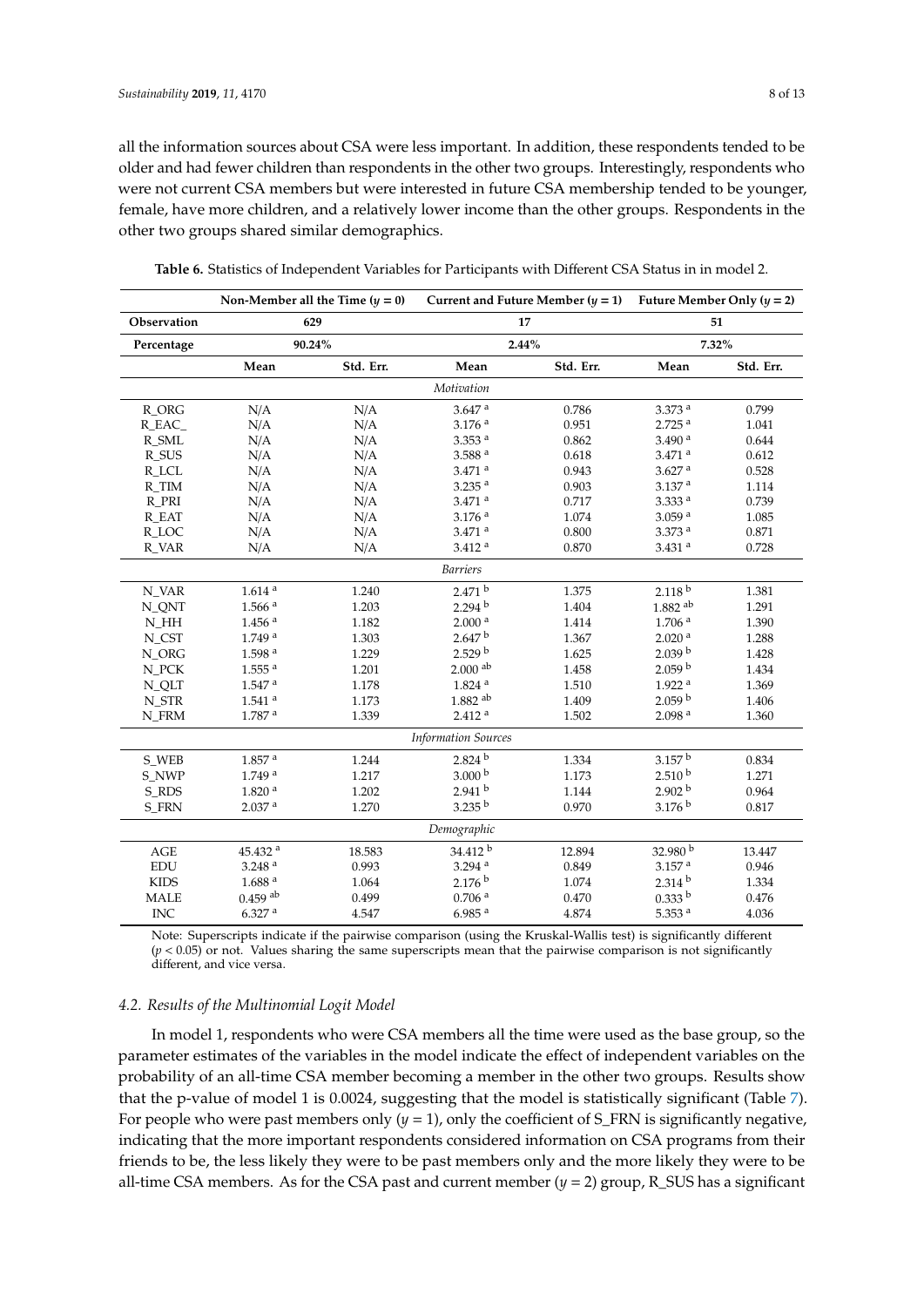all the information sources about CSA were less important. In addition, these respondents tended to be older and had fewer children than respondents in the other two groups. Interestingly, respondents who were not current CSA members but were interested in future CSA membership tended to be younger, female, have more children, and a relatively lower income than the other groups. Respondents in the other two groups shared similar demographics.

**Table 6.** Statistics of Independent Variables for Participants with Different CSA Status in in model 2.

| | Non-Member all the Time ($y = 0$) | | Current and Future Member ($y = 1$) | | Future Member Only ($y = 2$) | |
|---|---|---|---|---|---|---|
| **Observation** | 629 | | 17 | | 51 | |
| **Percentage** | 90.24% | | 2.44% | | 7.32% | |
| | **Mean** | **Std. Err.** | **Mean** | **Std. Err.** | **Mean** | **Std. Err.** |
| *Motivation* | | | | | | |
| R_ORG | N/A | N/A | $3.647^{a}$ | 0.786 | $3.373^{a}$ | 0.799 |
| R_EAC_ | N/A | N/A | $3.176^{a}$ | 0.951 | $2.725^{a}$ | 1.041 |
| R_SML | N/A | N/A | $3.353^{a}$ | 0.862 | $3.490^{a}$ | 0.644 |
| R_SUS | N/A | N/A | $3.588^{a}$ | 0.618 | $3.471^{a}$ | 0.612 |
| R_LCL | N/A | N/A | $3.471^{a}$ | 0.943 | $3.627^{a}$ | 0.528 |
| R_TIM | N/A | N/A | $3.235^{a}$ | 0.903 | $3.137^{a}$ | 1.114 |
| R_PRI | N/A | N/A | $3.471^{a}$ | 0.717 | $3.333^{a}$ | 0.739 |
| R_EAT | N/A | N/A | $3.176^{a}$ | 1.074 | $3.059^{a}$ | 1.085 |
| R_LOC | N/A | N/A | $3.471^{a}$ | 0.800 | $3.373^{a}$ | 0.871 |
| R_VAR | N/A | N/A | $3.412^{a}$ | 0.870 | $3.431^{a}$ | 0.728 |
| *Barriers* | | | | | | |
| N_VAR | $1.614^{a}$ | 1.240 | $2.471^{b}$ | 1.375 | $2.118^{b}$ | 1.381 |
| N_QNT | $1.566^{a}$ | 1.203 | $2.294^{b}$ | 1.404 | $1.882^{ab}$ | 1.291 |
| N_HH | $1.456^{a}$ | 1.182 | $2.000^{a}$ | 1.414 | $1.706^{a}$ | 1.390 |
| N_CST | $1.749^{a}$ | 1.303 | $2.647^{b}$ | 1.367 | $2.020^{a}$ | 1.288 |
| N_ORG | $1.598^{a}$ | 1.229 | $2.529^{b}$ | 1.625 | $2.039^{b}$ | 1.428 |
| N_PCK | $1.555^{a}$ | 1.201 | $2.000^{ab}$ | 1.458 | $2.059^{b}$ | 1.434 |
| N_QLT | $1.547^{a}$ | 1.178 | $1.824^{a}$ | 1.510 | $1.922^{a}$ | 1.369 |
| N_STR | $1.541^{a}$ | 1.173 | $1.882^{ab}$ | 1.409 | $2.059^{b}$ | 1.406 |
| N_FRM | $1.787^{a}$ | 1.339 | $2.412^{a}$ | 1.502 | $2.098^{a}$ | 1.360 |
| *Information Sources* | | | | | | |
| S_WEB | $1.857^{a}$ | 1.244 | $2.824^{b}$ | 1.334 | $3.157^{b}$ | 0.834 |
| S_NWP | $1.749^{a}$ | 1.217 | $3.000^{b}$ | 1.173 | $2.510^{b}$ | 1.271 |
| S_RDS | $1.820^{a}$ | 1.202 | $2.941^{b}$ | 1.144 | $2.902^{b}$ | 0.964 |
| S_FRN | $2.037^{a}$ | 1.270 | $3.235^{b}$ | 0.970 | $3.176^{b}$ | 0.817 |
| *Demographic* | | | | | | |
| AGE | $45.432^{a}$ | 18.583 | $34.412^{b}$ | 12.894 | $32.980^{b}$ | 13.447 |
| EDU | $3.248^{a}$ | 0.993 | $3.294^{a}$ | 0.849 | $3.157^{a}$ | 0.946 |
| KIDS | $1.688^{a}$ | 1.064 | $2.176^{b}$ | 1.074 | $2.314^{b}$ | 1.334 |
| MALE | $0.459^{ab}$ | 0.499 | $0.706^{a}$ | 0.470 | $0.333^{b}$ | 0.476 |
| INC | $6.327^{a}$ | 4.547 | $6.985^{a}$ | 4.874 | $5.353^{a}$ | 4.036 |

Note: Superscripts indicate if the pairwise comparison (using the Kruskal-Wallis test) is significantly different ($p < 0.05$) or not. Values sharing the same superscripts mean that the pairwise comparison is not significantly different, and vice versa.

### 4.2. Results of the Multinomial Logit Model

In model 1, respondents who were CSA members all the time were used as the base group, so the parameter estimates of the variables in the model indicate the effect of independent variables on the probability of an all-time CSA member becoming a member in the other two groups. Results show that the p-value of model 1 is 0.0024, suggesting that the model is statistically significant (Table 7). For people who were past members only ($y = 1$), only the coefficient of S_FRN is significantly negative, indicating that the more important respondents considered information on CSA programs from their friends to be, the less likely they were to be past members only and the more likely they were to be all-time CSA members. As for the CSA past and current member ($y = 2$) group, R_SUS has a significant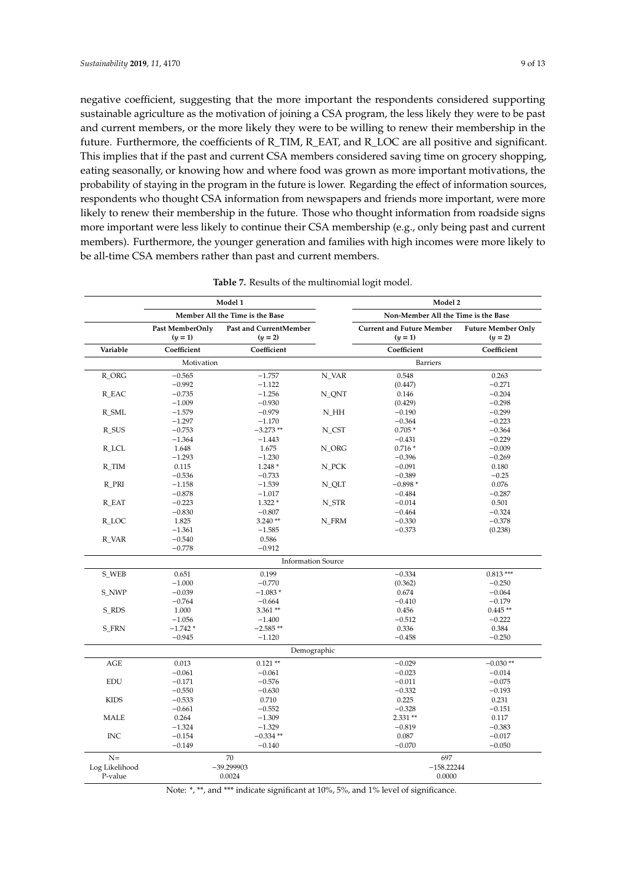negative coefficient, suggesting that the more important the respondents considered supporting sustainable agriculture as the motivation of joining a CSA program, the less likely they were to be past and current members, or the more likely they were to be willing to renew their membership in the future. Furthermore, the coefficients of R_TIM, R_EAT, and R_LOC are all positive and significant. This implies that if the past and current CSA members considered saving time on grocery shopping, eating seasonally, or knowing how and where food was grown as more important motivations, the probability of staying in the program in the future is lower. Regarding the effect of information sources, respondents who thought CSA information from newspapers and friends more important, were more likely to renew their membership in the future. Those who thought information from roadside signs more important were less likely to continue their CSA membership (e.g., only being past and current members). Furthermore, the younger generation and families with high incomes were more likely to be all-time CSA members rather than past and current members.

**Table 7.** Results of the multinomial logit model.

| | Model 1 | | | Model 2 | |
|---|---|---|---|---|---|
| | Member All the Time is the Base | | | Non-Member All the Time is the Base | |
| | Past MemberOnly ($y = 1$) | Past and CurrentMember ($y = 2$) | | Current and Future Member ($y = 1$) | Future Member Only ($y = 2$) |
| Variable | Coefficient | Coefficient | | Coefficient | Coefficient |
| | Motivation | | | Barriers | |
| R_ORG | −0.565 | −1.757 | N_VAR | 0.548 | 0.263 |
| | −0.992 | −1.122 | | (0.447) | −0.271 |
| R_EAC | −0.735 | −1.256 | N_QNT | 0.146 | −0.204 |
| | −1.009 | −0.930 | | (0.429) | −0.298 |
| R_SML | −1.579 | −0.979 | N_HH | −0.190 | −0.299 |
| | −1.297 | −1.170 | | −0.364 | −0.223 |
| R_SUS | −0.753 | −3.273 ** | N_CST | 0.705 * | −0.364 |
| | −1.364 | −1.443 | | −0.431 | −0.229 |
| R_LCL | 1.648 | 1.675 | N_ORG | 0.716 * | −0.009 |
| | −1.293 | −1.230 | | −0.396 | −0.269 |
| R_TIM | 0.115 | 1.248 * | N_PCK | −0.091 | 0.180 |
| | −0.536 | −0.733 | | −0.389 | −0.25 |
| R_PRI | −1.158 | −1.539 | N_QLT | −0.898 * | 0.076 |
| | −0.878 | −1.017 | | −0.484 | −0.287 |
| R_EAT | −0.223 | 1.322 * | N_STR | −0.014 | 0.501 |
| | −0.830 | −0.807 | | −0.464 | −0.324 |
| R_LOC | 1.825 | 3.240 ** | N_FRM | −0.330 | −0.378 |
| | −1.361 | −1.585 | | −0.373 | (0.238) |
| R_VAR | −0.540 | 0.586 | | | |
| | −0.778 | −0.912 | | | |
| | | | Information Source | | |
| S_WEB | 0.651 | 0.199 | | −0.334 | 0.813 *** |
| | −1.000 | −0.770 | | (0.362) | −0.250 |
| S_NWP | −0.039 | −1.083 * | | 0.674 | −0.064 |
| | −0.764 | −0.664 | | −0.410 | −0.179 |
| S_RDS | 1.000 | 3.361 ** | | 0.456 | 0.445 ** |
| | −1.056 | −1.400 | | −0.512 | −0.222 |
| S_FRN | −1.742 * | −2.585 ** | | 0.336 | 0.384 |
| | −0.945 | −1.120 | | −0.458 | −0.250 |
| | | | Demographic | | |
| AGE | 0.013 | 0.121 ** | | −0.029 | −0.030 ** |
| | −0.061 | −0.061 | | −0.023 | −0.014 |
| EDU | −0.171 | −0.576 | | −0.011 | −0.075 |
| | −0.550 | −0.630 | | −0.332 | −0.193 |
| KIDS | −0.533 | 0.710 | | 0.225 | 0.231 |
| | −0.661 | −0.552 | | −0.328 | −0.151 |
| MALE | 0.264 | −1.309 | | 2.331 ** | 0.117 |
| | −1.324 | −1.329 | | −0.819 | −0.383 |
| INC | −0.154 | −0.334 ** | | 0.087 | −0.017 |
| | −0.149 | −0.140 | | −0.070 | −0.050 |
| N= | 70 | | | 697 | |
| Log Likelihood | −39.299903 | | | −158.22244 | |
| P-value | 0.0024 | | | 0.0000 | |

Note: *, **, and *** indicate significant at 10%, 5%, and 1% level of significance.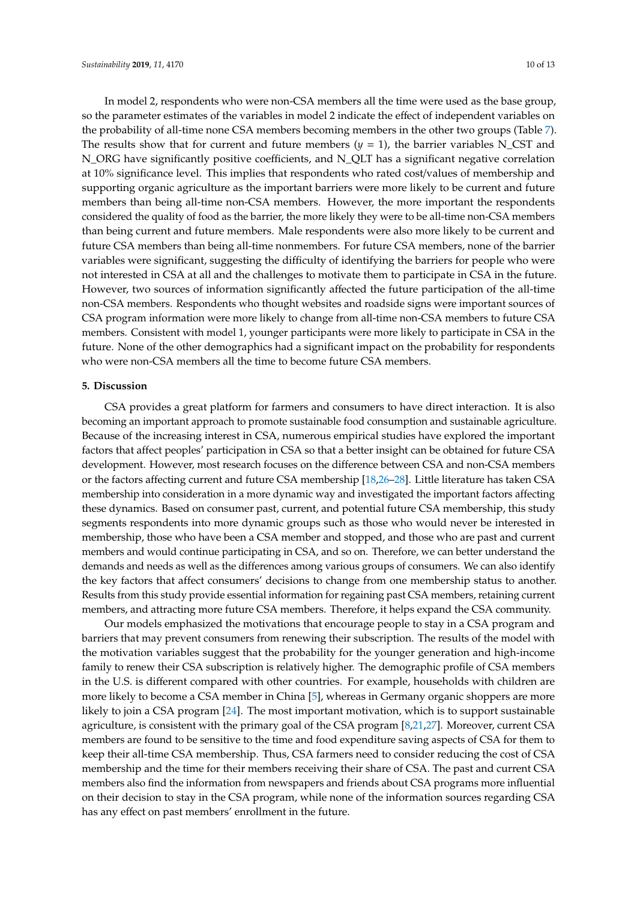In model 2, respondents who were non-CSA members all the time were used as the base group, so the parameter estimates of the variables in model 2 indicate the effect of independent variables on the probability of all-time none CSA members becoming members in the other two groups (Table 7). The results show that for current and future members ($y$ = 1), the barrier variables N_CST and N_ORG have significantly positive coefficients, and N_QLT has a significant negative correlation at 10% significance level. This implies that respondents who rated cost/values of membership and supporting organic agriculture as the important barriers were more likely to be current and future members than being all-time non-CSA members. However, the more important the respondents considered the quality of food as the barrier, the more likely they were to be all-time non-CSA members than being current and future members. Male respondents were also more likely to be current and future CSA members than being all-time nonmembers. For future CSA members, none of the barrier variables were significant, suggesting the difficulty of identifying the barriers for people who were not interested in CSA at all and the challenges to motivate them to participate in CSA in the future. However, two sources of information significantly affected the future participation of the all-time non-CSA members. Respondents who thought websites and roadside signs were important sources of CSA program information were more likely to change from all-time non-CSA members to future CSA members. Consistent with model 1, younger participants were more likely to participate in CSA in the future. None of the other demographics had a significant impact on the probability for respondents who were non-CSA members all the time to become future CSA members.

## 5. Discussion

CSA provides a great platform for farmers and consumers to have direct interaction. It is also becoming an important approach to promote sustainable food consumption and sustainable agriculture. Because of the increasing interest in CSA, numerous empirical studies have explored the important factors that affect peoples' participation in CSA so that a better insight can be obtained for future CSA development. However, most research focuses on the difference between CSA and non-CSA members or the factors affecting current and future CSA membership [18,26–28]. Little literature has taken CSA membership into consideration in a more dynamic way and investigated the important factors affecting these dynamics. Based on consumer past, current, and potential future CSA membership, this study segments respondents into more dynamic groups such as those who would never be interested in membership, those who have been a CSA member and stopped, and those who are past and current members and would continue participating in CSA, and so on. Therefore, we can better understand the demands and needs as well as the differences among various groups of consumers. We can also identify the key factors that affect consumers' decisions to change from one membership status to another. Results from this study provide essential information for regaining past CSA members, retaining current members, and attracting more future CSA members. Therefore, it helps expand the CSA community.

Our models emphasized the motivations that encourage people to stay in a CSA program and barriers that may prevent consumers from renewing their subscription. The results of the model with the motivation variables suggest that the probability for the younger generation and high-income family to renew their CSA subscription is relatively higher. The demographic profile of CSA members in the U.S. is different compared with other countries. For example, households with children are more likely to become a CSA member in China [5], whereas in Germany organic shoppers are more likely to join a CSA program [24]. The most important motivation, which is to support sustainable agriculture, is consistent with the primary goal of the CSA program [8,21,27]. Moreover, current CSA members are found to be sensitive to the time and food expenditure saving aspects of CSA for them to keep their all-time CSA membership. Thus, CSA farmers need to consider reducing the cost of CSA membership and the time for their members receiving their share of CSA. The past and current CSA members also find the information from newspapers and friends about CSA programs more influential on their decision to stay in the CSA program, while none of the information sources regarding CSA has any effect on past members' enrollment in the future.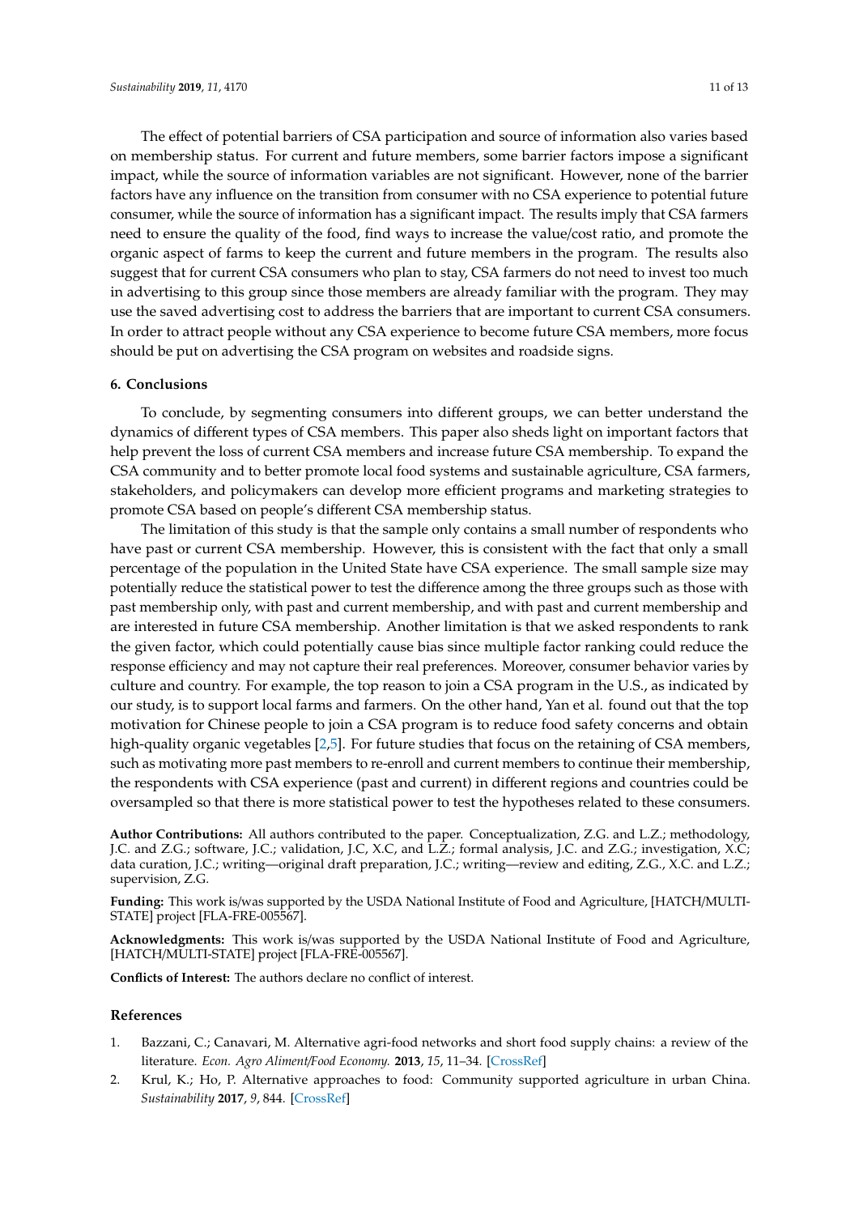The effect of potential barriers of CSA participation and source of information also varies based on membership status. For current and future members, some barrier factors impose a significant impact, while the source of information variables are not significant. However, none of the barrier factors have any influence on the transition from consumer with no CSA experience to potential future consumer, while the source of information has a significant impact. The results imply that CSA farmers need to ensure the quality of the food, find ways to increase the value/cost ratio, and promote the organic aspect of farms to keep the current and future members in the program. The results also suggest that for current CSA consumers who plan to stay, CSA farmers do not need to invest too much in advertising to this group since those members are already familiar with the program. They may use the saved advertising cost to address the barriers that are important to current CSA consumers. In order to attract people without any CSA experience to become future CSA members, more focus should be put on advertising the CSA program on websites and roadside signs.

## 6. Conclusions

To conclude, by segmenting consumers into different groups, we can better understand the dynamics of different types of CSA members. This paper also sheds light on important factors that help prevent the loss of current CSA members and increase future CSA membership. To expand the CSA community and to better promote local food systems and sustainable agriculture, CSA farmers, stakeholders, and policymakers can develop more efficient programs and marketing strategies to promote CSA based on people's different CSA membership status.

The limitation of this study is that the sample only contains a small number of respondents who have past or current CSA membership. However, this is consistent with the fact that only a small percentage of the population in the United State have CSA experience. The small sample size may potentially reduce the statistical power to test the difference among the three groups such as those with past membership only, with past and current membership, and with past and current membership and are interested in future CSA membership. Another limitation is that we asked respondents to rank the given factor, which could potentially cause bias since multiple factor ranking could reduce the response efficiency and may not capture their real preferences. Moreover, consumer behavior varies by culture and country. For example, the top reason to join a CSA program in the U.S., as indicated by our study, is to support local farms and farmers. On the other hand, Yan et al. found out that the top motivation for Chinese people to join a CSA program is to reduce food safety concerns and obtain high-quality organic vegetables [2,5]. For future studies that focus on the retaining of CSA members, such as motivating more past members to re-enroll and current members to continue their membership, the respondents with CSA experience (past and current) in different regions and countries could be oversampled so that there is more statistical power to test the hypotheses related to these consumers.

**Author Contributions:** All authors contributed to the paper. Conceptualization, Z.G. and L.Z.; methodology, J.C. and Z.G.; software, J.C.; validation, J.C, X.C, and L.Z.; formal analysis, J.C. and Z.G.; investigation, X.C; data curation, J.C.; writing—original draft preparation, J.C.; writing—review and editing, Z.G., X.C. and L.Z.; supervision, Z.G.

**Funding:** This work is/was supported by the USDA National Institute of Food and Agriculture, [HATCH/MULTI-STATE] project [FLA-FRE-005567].

**Acknowledgments:** This work is/was supported by the USDA National Institute of Food and Agriculture, [HATCH/MULTI-STATE] project [FLA-FRE-005567].

**Conflicts of Interest:** The authors declare no conflict of interest.

## References

1. Bazzani, C.; Canavari, M. Alternative agri-food networks and short food supply chains: a review of the literature. *Econ. Agro Aliment/Food Economy.* **2013**, *15*, 11–34. [CrossRef]
2. Krul, K.; Ho, P. Alternative approaches to food: Community supported agriculture in urban China. *Sustainability* **2017**, *9*, 844. [CrossRef]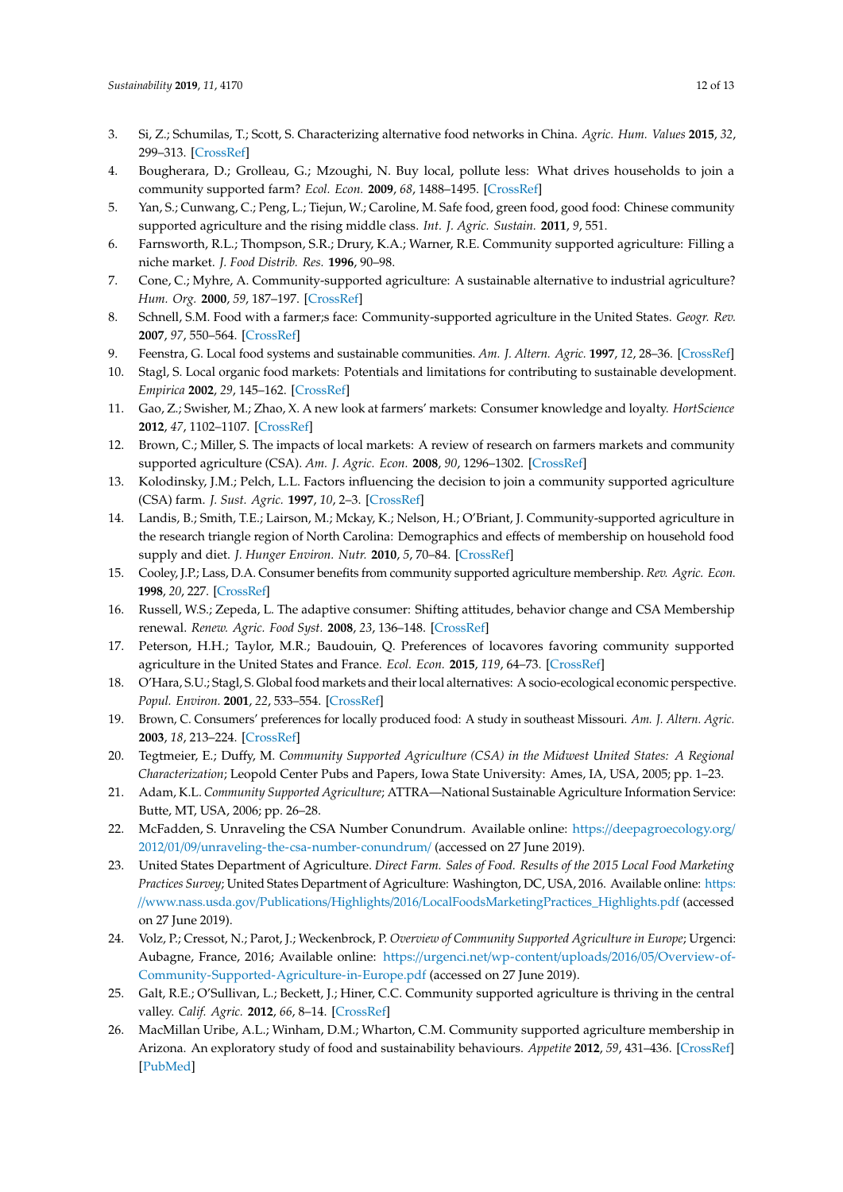3. Si, Z.; Schumilas, T.; Scott, S. Characterizing alternative food networks in China. *Agric. Hum. Values* **2015**, *32*, 299–313. [CrossRef]
4. Bougherara, D.; Grolleau, G.; Mzoughi, N. Buy local, pollute less: What drives households to join a community supported farm? *Ecol. Econ.* **2009**, *68*, 1488–1495. [CrossRef]
5. Yan, S.; Cunwang, C.; Peng, L.; Tiejun, W.; Caroline, M. Safe food, green food, good food: Chinese community supported agriculture and the rising middle class. *Int. J. Agric. Sustain.* **2011**, *9*, 551.
6. Farnsworth, R.L.; Thompson, S.R.; Drury, K.A.; Warner, R.E. Community supported agriculture: Filling a niche market. *J. Food Distrib. Res.* **1996**, 90–98.
7. Cone, C.; Myhre, A. Community-supported agriculture: A sustainable alternative to industrial agriculture? *Hum. Org.* **2000**, *59*, 187–197. [CrossRef]
8. Schnell, S.M. Food with a farmer;s face: Community-supported agriculture in the United States. *Geogr. Rev.* **2007**, *97*, 550–564. [CrossRef]
9. Feenstra, G. Local food systems and sustainable communities. *Am. J. Altern. Agric.* **1997**, *12*, 28–36. [CrossRef]
10. Stagl, S. Local organic food markets: Potentials and limitations for contributing to sustainable development. *Empirica* **2002**, *29*, 145–162. [CrossRef]
11. Gao, Z.; Swisher, M.; Zhao, X. A new look at farmers' markets: Consumer knowledge and loyalty. *HortScience* **2012**, *47*, 1102–1107. [CrossRef]
12. Brown, C.; Miller, S. The impacts of local markets: A review of research on farmers markets and community supported agriculture (CSA). *Am. J. Agric. Econ.* **2008**, *90*, 1296–1302. [CrossRef]
13. Kolodinsky, J.M.; Pelch, L.L. Factors influencing the decision to join a community supported agriculture (CSA) farm. *J. Sust. Agric.* **1997**, *10*, 2–3. [CrossRef]
14. Landis, B.; Smith, T.E.; Lairson, M.; Mckay, K.; Nelson, H.; O'Briant, J. Community-supported agriculture in the research triangle region of North Carolina: Demographics and effects of membership on household food supply and diet. *J. Hunger Environ. Nutr.* **2010**, *5*, 70–84. [CrossRef]
15. Cooley, J.P.; Lass, D.A. Consumer benefits from community supported agriculture membership. *Rev. Agric. Econ.* **1998**, *20*, 227. [CrossRef]
16. Russell, W.S.; Zepeda, L. The adaptive consumer: Shifting attitudes, behavior change and CSA Membership renewal. *Renew. Agric. Food Syst.* **2008**, *23*, 136–148. [CrossRef]
17. Peterson, H.H.; Taylor, M.R.; Baudouin, Q. Preferences of locavores favoring community supported agriculture in the United States and France. *Ecol. Econ.* **2015**, *119*, 64–73. [CrossRef]
18. O'Hara, S.U.; Stagl, S. Global food markets and their local alternatives: A socio-ecological economic perspective. *Popul. Environ.* **2001**, *22*, 533–554. [CrossRef]
19. Brown, C. Consumers' preferences for locally produced food: A study in southeast Missouri. *Am. J. Altern. Agric.* **2003**, *18*, 213–224. [CrossRef]
20. Tegtmeier, E.; Duffy, M. *Community Supported Agriculture (CSA) in the Midwest United States: A Regional Characterization*; Leopold Center Pubs and Papers, Iowa State University: Ames, IA, USA, 2005; pp. 1–23.
21. Adam, K.L. *Community Supported Agriculture*; ATTRA—National Sustainable Agriculture Information Service: Butte, MT, USA, 2006; pp. 26–28.
22. McFadden, S. Unraveling the CSA Number Conundrum. Available online: https://deepagroecology.org/2012/01/09/unraveling-the-csa-number-conundrum/ (accessed on 27 June 2019).
23. United States Department of Agriculture. *Direct Farm. Sales of Food. Results of the 2015 Local Food Marketing Practices Survey*; United States Department of Agriculture: Washington, DC, USA, 2016. Available online: https://www.nass.usda.gov/Publications/Highlights/2016/LocalFoodsMarketingPractices_Highlights.pdf (accessed on 27 June 2019).
24. Volz, P.; Cressot, N.; Parot, J.; Weckenbrock, P. *Overview of Community Supported Agriculture in Europe*; Urgenci: Aubagne, France, 2016; Available online: https://urgenci.net/wp-content/uploads/2016/05/Overview-of-Community-Supported-Agriculture-in-Europe.pdf (accessed on 27 June 2019).
25. Galt, R.E.; O'Sullivan, L.; Beckett, J.; Hiner, C.C. Community supported agriculture is thriving in the central valley. *Calif. Agric.* **2012**, *66*, 8–14. [CrossRef]
26. MacMillan Uribe, A.L.; Winham, D.M.; Wharton, C.M. Community supported agriculture membership in Arizona. An exploratory study of food and sustainability behaviours. *Appetite* **2012**, *59*, 431–436. [CrossRef] [PubMed]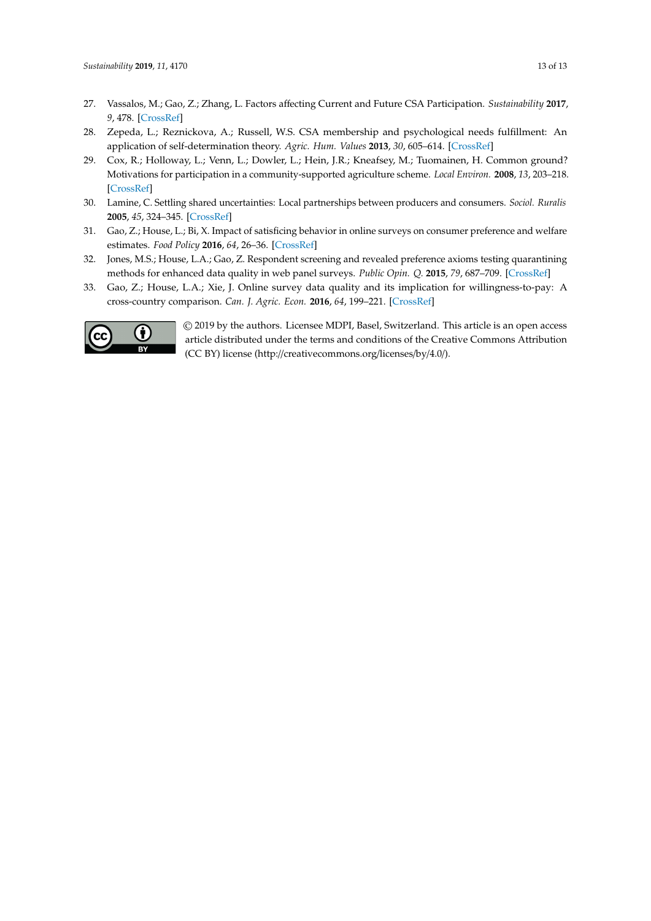27. Vassalos, M.; Gao, Z.; Zhang, L. Factors affecting Current and Future CSA Participation. *Sustainability* **2017**, *9*, 478. [CrossRef]
28. Zepeda, L.; Reznickova, A.; Russell, W.S. CSA membership and psychological needs fulfillment: An application of self-determination theory. *Agric. Hum. Values* **2013**, *30*, 605–614. [CrossRef]
29. Cox, R.; Holloway, L.; Venn, L.; Dowler, L.; Hein, J.R.; Kneafsey, M.; Tuomainen, H. Common ground? Motivations for participation in a community-supported agriculture scheme. *Local Environ.* **2008**, *13*, 203–218. [CrossRef]
30. Lamine, C. Settling shared uncertainties: Local partnerships between producers and consumers. *Sociol. Ruralis* **2005**, *45*, 324–345. [CrossRef]
31. Gao, Z.; House, L.; Bi, X. Impact of satisficing behavior in online surveys on consumer preference and welfare estimates. *Food Policy* **2016**, *64*, 26–36. [CrossRef]
32. Jones, M.S.; House, L.A.; Gao, Z. Respondent screening and revealed preference axioms testing quarantining methods for enhanced data quality in web panel surveys. *Public Opin. Q.* **2015**, *79*, 687–709. [CrossRef]
33. Gao, Z.; House, L.A.; Xie, J. Online survey data quality and its implication for willingness-to-pay: A cross-country comparison. *Can. J. Agric. Econ.* **2016**, *64*, 199–221. [CrossRef]

© 2019 by the authors. Licensee MDPI, Basel, Switzerland. This article is an open access article distributed under the terms and conditions of the Creative Commons Attribution (CC BY) license (http://creativecommons.org/licenses/by/4.0/).